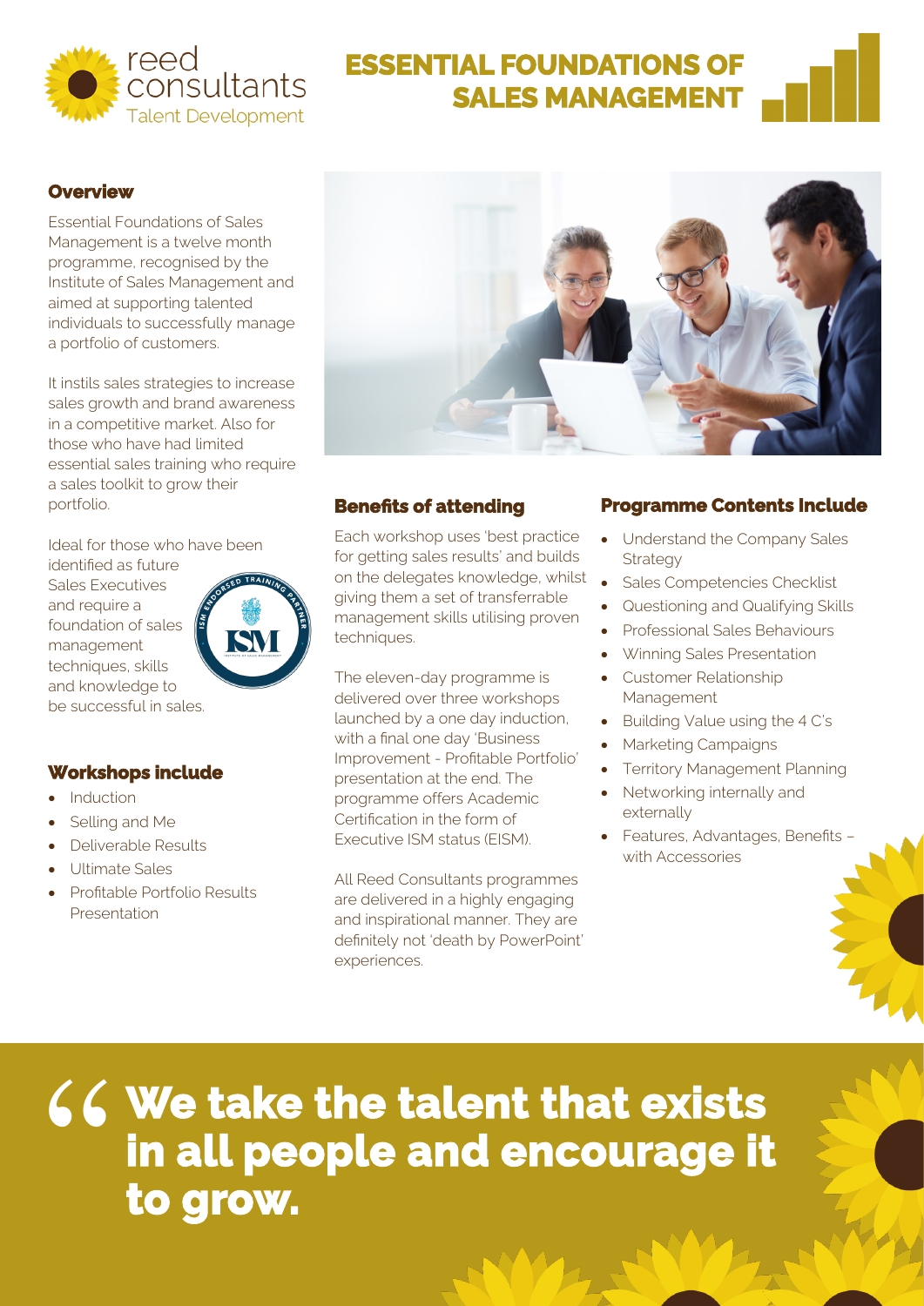reed consultants
Talent Development

# ESSENTIAL FOUNDATIONS OF SALES MANAGEMENT

## Overview

Essential Foundations of Sales Management is a twelve month programme, recognised by the Institute of Sales Management and aimed at supporting talented individuals to successfully manage a portfolio of customers.

It instils sales strategies to increase sales growth and brand awareness in a competitive market. Also for those who have had limited essential sales training who require a sales toolkit to grow their portfolio.

Ideal for those who have been identified as future Sales Executives and require a foundation of sales management techniques, skills and knowledge to be successful in sales.

## Workshops include

- Induction
- Selling and Me
- Deliverable Results
- Ultimate Sales
- Profitable Portfolio Results Presentation

## Benefits of attending

Each workshop uses 'best practice for getting sales results' and builds on the delegates knowledge, whilst giving them a set of transferrable management skills utilising proven techniques.

The eleven-day programme is delivered over three workshops launched by a one day induction, with a final one day 'Business Improvement - Profitable Portfolio' presentation at the end. The programme offers Academic Certification in the form of Executive ISM status (EISM).

All Reed Consultants programmes are delivered in a highly engaging and inspirational manner. They are definitely not 'death by PowerPoint' experiences.

## Programme Contents Include

- Understand the Company Sales Strategy
- Sales Competencies Checklist
- Questioning and Qualifying Skills
- Professional Sales Behaviours
- Winning Sales Presentation
- Customer Relationship Management
- Building Value using the 4 C's
- Marketing Campaigns
- Territory Management Planning
- Networking internally and externally
- Features, Advantages, Benefits – with Accessories

> **"We take the talent that exists in all people and encourage it to grow.**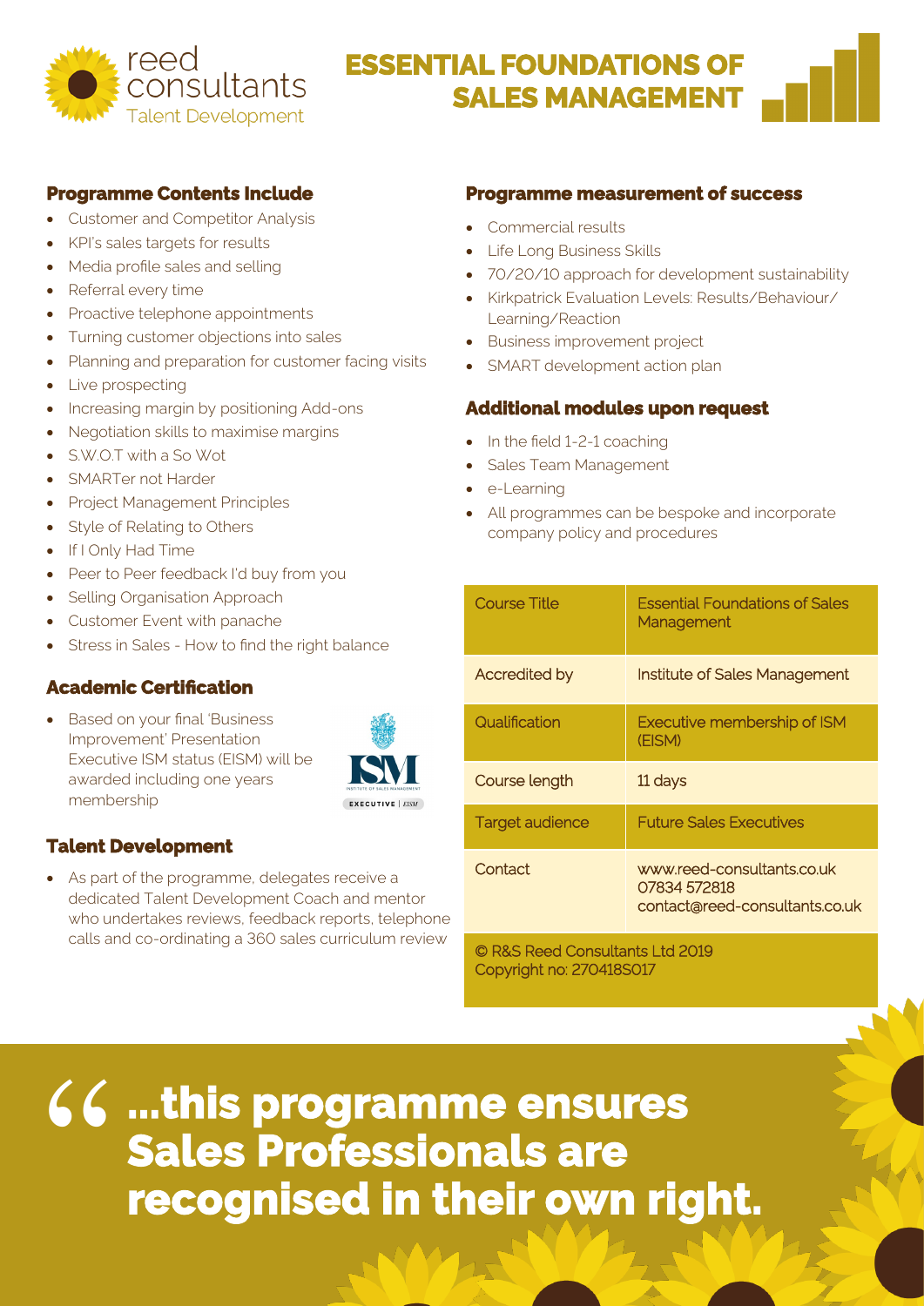reed consultants
Talent Development

# ESSENTIAL FOUNDATIONS OF SALES MANAGEMENT

## Programme Contents Include

- Customer and Competitor Analysis
- KPI's sales targets for results
- Media profile sales and selling
- Referral every time
- Proactive telephone appointments
- Turning customer objections into sales
- Planning and preparation for customer facing visits
- Live prospecting
- Increasing margin by positioning Add-ons
- Negotiation skills to maximise margins
- S.W.O.T with a So Wot
- SMARTer not Harder
- Project Management Principles
- Style of Relating to Others
- If I Only Had Time
- Peer to Peer feedback I'd buy from you
- Selling Organisation Approach
- Customer Event with panache
- Stress in Sales - How to find the right balance

## Academic Certification

- Based on your final 'Business Improvement' Presentation Executive ISM status (EISM) will be awarded including one years membership

ISM
INSTITUTE OF SALES MANAGEMENT
EXECUTIVE | EISM

## Talent Development

- As part of the programme, delegates receive a dedicated Talent Development Coach and mentor who undertakes reviews, feedback reports, telephone calls and co-ordinating a 360 sales curriculum review

## Programme measurement of success

- Commercial results
- Life Long Business Skills
- 70/20/10 approach for development sustainability
- Kirkpatrick Evaluation Levels: Results/Behaviour/ Learning/Reaction
- Business improvement project
- SMART development action plan

## Additional modules upon request

- In the field 1-2-1 coaching
- Sales Team Management
- e-Learning
- All programmes can be bespoke and incorporate company policy and procedures

| | |
|---|---|
| Course Title | Essential Foundations of Sales Management |
| Accredited by | Institute of Sales Management |
| Qualification | Executive membership of ISM (EISM) |
| Course length | 11 days |
| Target audience | Future Sales Executives |
| Contact | www.reed-consultants.co.uk 07834 572818 contact@reed-consultants.co.uk |

© R&S Reed Consultants Ltd 2019
Copyright no: 270418S017

> "...this programme ensures Sales Professionals are recognised in their own right.